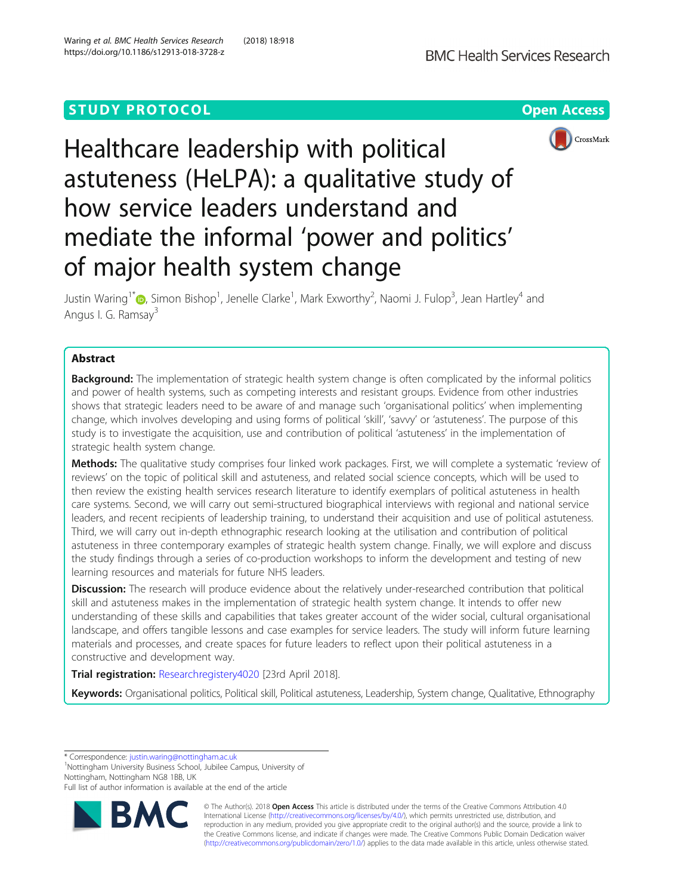STUDY PROTOCOL

Open Access

# Healthcare leadership with political astuteness (HeLPA): a qualitative study of how service leaders understand and mediate the informal 'power and politics' of major health system change

Justin Waring[1*], Simon Bishop[1], Jenelle Clarke[1], Mark Exworthy[2], Naomi J. Fulop[3], Jean Hartley[4] and Angus I. G. Ramsay[3]

## Abstract

**Background:** The implementation of strategic health system change is often complicated by the informal politics and power of health systems, such as competing interests and resistant groups. Evidence from other industries shows that strategic leaders need to be aware of and manage such 'organisational politics' when implementing change, which involves developing and using forms of political 'skill', 'savvy' or 'astuteness'. The purpose of this study is to investigate the acquisition, use and contribution of political 'astuteness' in the implementation of strategic health system change.

**Methods:** The qualitative study comprises four linked work packages. First, we will complete a systematic 'review of reviews' on the topic of political skill and astuteness, and related social science concepts, which will be used to then review the existing health services research literature to identify exemplars of political astuteness in health care systems. Second, we will carry out semi-structured biographical interviews with regional and national service leaders, and recent recipients of leadership training, to understand their acquisition and use of political astuteness. Third, we will carry out in-depth ethnographic research looking at the utilisation and contribution of political astuteness in three contemporary examples of strategic health system change. Finally, we will explore and discuss the study findings through a series of co-production workshops to inform the development and testing of new learning resources and materials for future NHS leaders.

**Discussion:** The research will produce evidence about the relatively under-researched contribution that political skill and astuteness makes in the implementation of strategic health system change. It intends to offer new understanding of these skills and capabilities that takes greater account of the wider social, cultural organisational landscape, and offers tangible lessons and case examples for service leaders. The study will inform future learning materials and processes, and create spaces for future leaders to reflect upon their political astuteness in a constructive and development way.

**Trial registration:** Researchregistery4020 [23rd April 2018].

**Keywords:** Organisational politics, Political skill, Political astuteness, Leadership, System change, Qualitative, Ethnography

---

\* Correspondence: justin.waring@nottingham.ac.uk
[1]Nottingham University Business School, Jubilee Campus, University of Nottingham, Nottingham NG8 1BB, UK
Full list of author information is available at the end of the article

© The Author(s). 2018 **Open Access** This article is distributed under the terms of the Creative Commons Attribution 4.0 International License (http://creativecommons.org/licenses/by/4.0/), which permits unrestricted use, distribution, and reproduction in any medium, provided you give appropriate credit to the original author(s) and the source, provide a link to the Creative Commons license, and indicate if changes were made. The Creative Commons Public Domain Dedication waiver (http://creativecommons.org/publicdomain/zero/1.0/) applies to the data made available in this article, unless otherwise stated.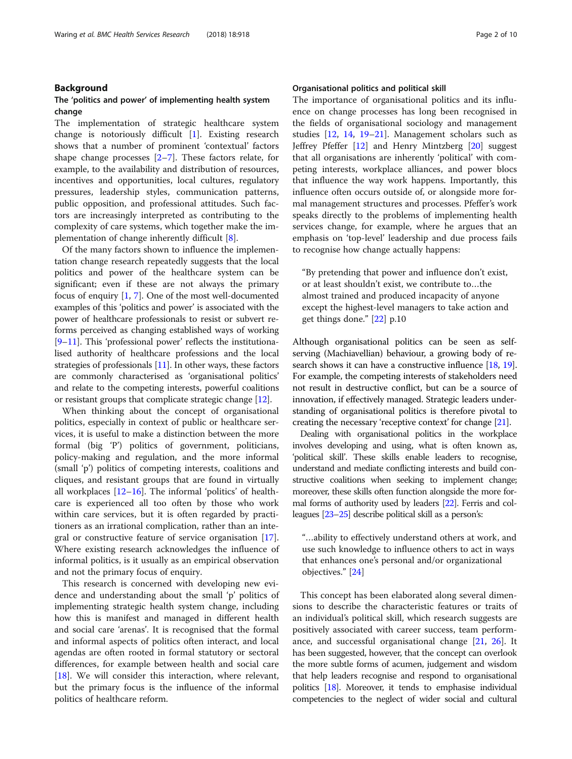## Background

### The 'politics and power' of implementing health system change

The implementation of strategic healthcare system change is notoriously difficult [1]. Existing research shows that a number of prominent 'contextual' factors shape change processes [2–7]. These factors relate, for example, to the availability and distribution of resources, incentives and opportunities, local cultures, regulatory pressures, leadership styles, communication patterns, public opposition, and professional attitudes. Such factors are increasingly interpreted as contributing to the complexity of care systems, which together make the implementation of change inherently difficult [8].

Of the many factors shown to influence the implementation change research repeatedly suggests that the local politics and power of the healthcare system can be significant; even if these are not always the primary focus of enquiry [1, 7]. One of the most well-documented examples of this 'politics and power' is associated with the power of healthcare professionals to resist or subvert reforms perceived as changing established ways of working [9–11]. This 'professional power' reflects the institutionalised authority of healthcare professions and the local strategies of professionals [11]. In other ways, these factors are commonly characterised as 'organisational politics' and relate to the competing interests, powerful coalitions or resistant groups that complicate strategic change [12].

When thinking about the concept of organisational politics, especially in context of public or healthcare services, it is useful to make a distinction between the more formal (big 'P') politics of government, politicians, policy-making and regulation, and the more informal (small 'p') politics of competing interests, coalitions and cliques, and resistant groups that are found in virtually all workplaces [12–16]. The informal 'politics' of healthcare is experienced all too often by those who work within care services, but it is often regarded by practitioners as an irrational complication, rather than an integral or constructive feature of service organisation [17]. Where existing research acknowledges the influence of informal politics, is it usually as an empirical observation and not the primary focus of enquiry.

This research is concerned with developing new evidence and understanding about the small 'p' politics of implementing strategic health system change, including how this is manifest and managed in different health and social care 'arenas'. It is recognised that the formal and informal aspects of politics often interact, and local agendas are often rooted in formal statutory or sectoral differences, for example between health and social care [18]. We will consider this interaction, where relevant, but the primary focus is the influence of the informal politics of healthcare reform.

### Organisational politics and political skill

The importance of organisational politics and its influence on change processes has long been recognised in the fields of organisational sociology and management studies [12, 14, 19–21]. Management scholars such as Jeffrey Pfeffer [12] and Henry Mintzberg [20] suggest that all organisations are inherently 'political' with competing interests, workplace alliances, and power blocs that influence the way work happens. Importantly, this influence often occurs outside of, or alongside more formal management structures and processes. Pfeffer's work speaks directly to the problems of implementing health services change, for example, where he argues that an emphasis on 'top-level' leadership and due process fails to recognise how change actually happens:

> "By pretending that power and influence don't exist, or at least shouldn't exist, we contribute to…the almost trained and produced incapacity of anyone except the highest-level managers to take action and get things done." [22] p.10

Although organisational politics can be seen as self-serving (Machiavellian) behaviour, a growing body of research shows it can have a constructive influence [18, 19]. For example, the competing interests of stakeholders need not result in destructive conflict, but can be a source of innovation, if effectively managed. Strategic leaders understanding of organisational politics is therefore pivotal to creating the necessary 'receptive context' for change [21].

Dealing with organisational politics in the workplace involves developing and using, what is often known as, 'political skill'. These skills enable leaders to recognise, understand and mediate conflicting interests and build constructive coalitions when seeking to implement change; moreover, these skills often function alongside the more formal forms of authority used by leaders [22]. Ferris and colleagues [23–25] describe political skill as a person's:

> "…ability to effectively understand others at work, and use such knowledge to influence others to act in ways that enhances one's personal and/or organizational objectives." [24]

This concept has been elaborated along several dimensions to describe the characteristic features or traits of an individual's political skill, which research suggests are positively associated with career success, team performance, and successful organisational change [21, 26]. It has been suggested, however, that the concept can overlook the more subtle forms of acumen, judgement and wisdom that help leaders recognise and respond to organisational politics [18]. Moreover, it tends to emphasise individual competencies to the neglect of wider social and cultural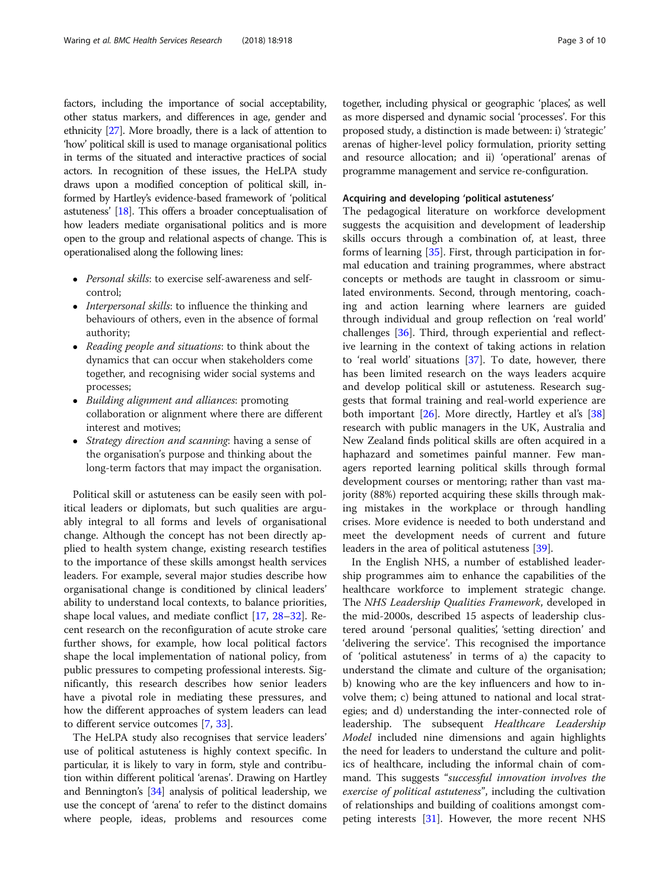factors, including the importance of social acceptability, other status markers, and differences in age, gender and ethnicity [27]. More broadly, there is a lack of attention to 'how' political skill is used to manage organisational politics in terms of the situated and interactive practices of social actors. In recognition of these issues, the HeLPA study draws upon a modified conception of political skill, informed by Hartley's evidence-based framework of 'political astuteness' [18]. This offers a broader conceptualisation of how leaders mediate organisational politics and is more open to the group and relational aspects of change. This is operationalised along the following lines:

- *Personal skills*: to exercise self-awareness and self-control;
- *Interpersonal skills*: to influence the thinking and behaviours of others, even in the absence of formal authority;
- *Reading people and situations*: to think about the dynamics that can occur when stakeholders come together, and recognising wider social systems and processes;
- *Building alignment and alliances*: promoting collaboration or alignment where there are different interest and motives;
- *Strategy direction and scanning*: having a sense of the organisation's purpose and thinking about the long-term factors that may impact the organisation.

Political skill or astuteness can be easily seen with political leaders or diplomats, but such qualities are arguably integral to all forms and levels of organisational change. Although the concept has not been directly applied to health system change, existing research testifies to the importance of these skills amongst health services leaders. For example, several major studies describe how organisational change is conditioned by clinical leaders' ability to understand local contexts, to balance priorities, shape local values, and mediate conflict [17, 28–32]. Recent research on the reconfiguration of acute stroke care further shows, for example, how local political factors shape the local implementation of national policy, from public pressures to competing professional interests. Significantly, this research describes how senior leaders have a pivotal role in mediating these pressures, and how the different approaches of system leaders can lead to different service outcomes [7, 33].

The HeLPA study also recognises that service leaders' use of political astuteness is highly context specific. In particular, it is likely to vary in form, style and contribution within different political 'arenas'. Drawing on Hartley and Bennington's [34] analysis of political leadership, we use the concept of 'arena' to refer to the distinct domains where people, ideas, problems and resources come together, including physical or geographic 'places', as well as more dispersed and dynamic social 'processes'. For this proposed study, a distinction is made between: i) 'strategic' arenas of higher-level policy formulation, priority setting and resource allocation; and ii) 'operational' arenas of programme management and service re-configuration.

### Acquiring and developing 'political astuteness'

The pedagogical literature on workforce development suggests the acquisition and development of leadership skills occurs through a combination of, at least, three forms of learning [35]. First, through participation in formal education and training programmes, where abstract concepts or methods are taught in classroom or simulated environments. Second, through mentoring, coaching and action learning where learners are guided through individual and group reflection on 'real world' challenges [36]. Third, through experiential and reflective learning in the context of taking actions in relation to 'real world' situations [37]. To date, however, there has been limited research on the ways leaders acquire and develop political skill or astuteness. Research suggests that formal training and real-world experience are both important [26]. More directly, Hartley et al's [38] research with public managers in the UK, Australia and New Zealand finds political skills are often acquired in a haphazard and sometimes painful manner. Few managers reported learning political skills through formal development courses or mentoring; rather than vast majority (88%) reported acquiring these skills through making mistakes in the workplace or through handling crises. More evidence is needed to both understand and meet the development needs of current and future leaders in the area of political astuteness [39].

In the English NHS, a number of established leadership programmes aim to enhance the capabilities of the healthcare workforce to implement strategic change. The *NHS Leadership Qualities Framework*, developed in the mid-2000s, described 15 aspects of leadership clustered around 'personal qualities', 'setting direction' and 'delivering the service'. This recognised the importance of 'political astuteness' in terms of a) the capacity to understand the climate and culture of the organisation; b) knowing who are the key influencers and how to involve them; c) being attuned to national and local strategies; and d) understanding the inter-connected role of leadership. The subsequent *Healthcare Leadership Model* included nine dimensions and again highlights the need for leaders to understand the culture and politics of healthcare, including the informal chain of command. This suggests "*successful innovation involves the exercise of political astuteness*", including the cultivation of relationships and building of coalitions amongst competing interests [31]. However, the more recent NHS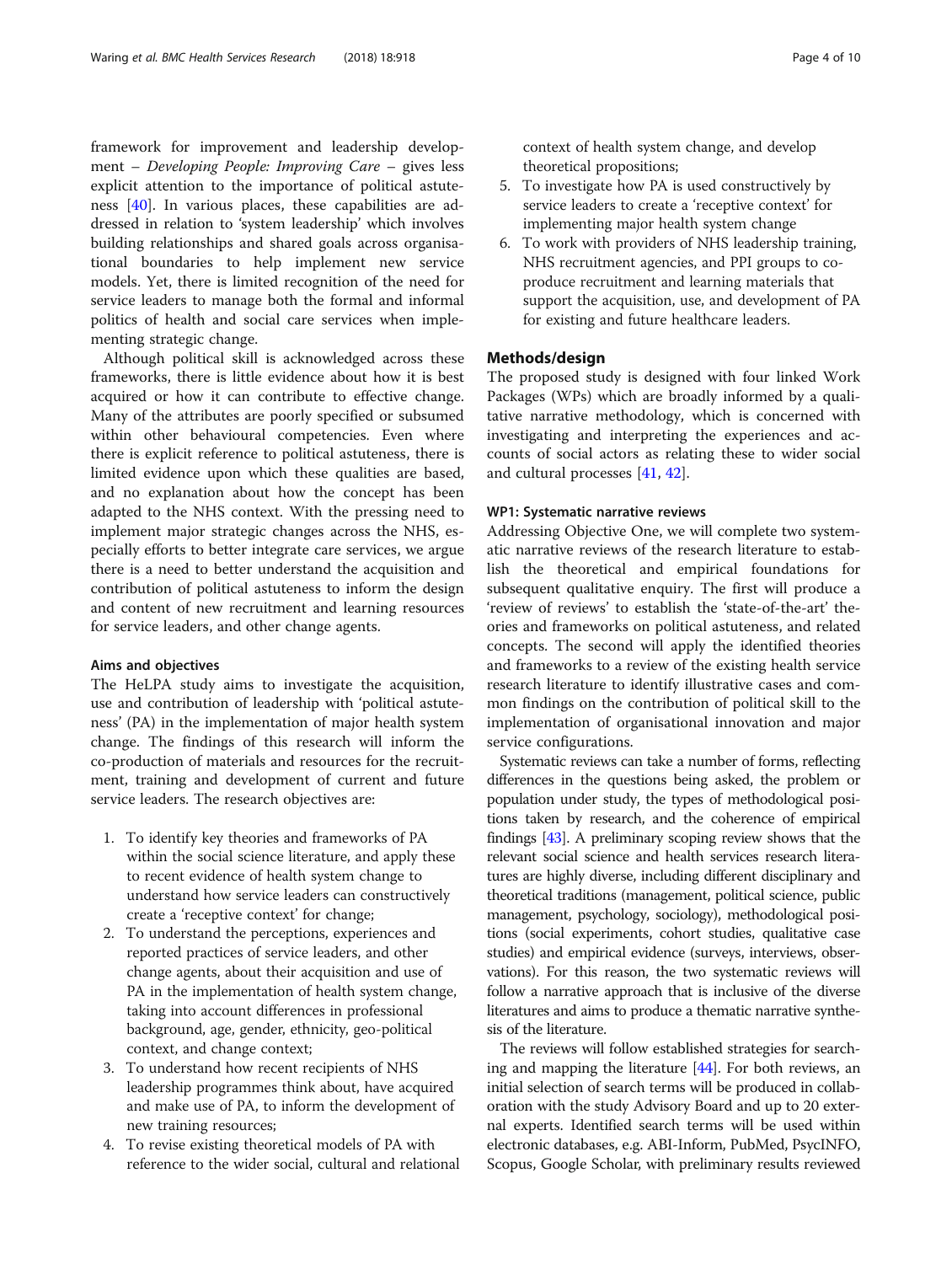framework for improvement and leadership development – *Developing People: Improving Care* – gives less explicit attention to the importance of political astuteness [40]. In various places, these capabilities are addressed in relation to 'system leadership' which involves building relationships and shared goals across organisational boundaries to help implement new service models. Yet, there is limited recognition of the need for service leaders to manage both the formal and informal politics of health and social care services when implementing strategic change.

Although political skill is acknowledged across these frameworks, there is little evidence about how it is best acquired or how it can contribute to effective change. Many of the attributes are poorly specified or subsumed within other behavioural competencies. Even where there is explicit reference to political astuteness, there is limited evidence upon which these qualities are based, and no explanation about how the concept has been adapted to the NHS context. With the pressing need to implement major strategic changes across the NHS, especially efforts to better integrate care services, we argue there is a need to better understand the acquisition and contribution of political astuteness to inform the design and content of new recruitment and learning resources for service leaders, and other change agents.

### Aims and objectives

The HeLPA study aims to investigate the acquisition, use and contribution of leadership with 'political astuteness' (PA) in the implementation of major health system change. The findings of this research will inform the co-production of materials and resources for the recruitment, training and development of current and future service leaders. The research objectives are:

1. To identify key theories and frameworks of PA within the social science literature, and apply these to recent evidence of health system change to understand how service leaders can constructively create a 'receptive context' for change;
2. To understand the perceptions, experiences and reported practices of service leaders, and other change agents, about their acquisition and use of PA in the implementation of health system change, taking into account differences in professional background, age, gender, ethnicity, geo-political context, and change context;
3. To understand how recent recipients of NHS leadership programmes think about, have acquired and make use of PA, to inform the development of new training resources;
4. To revise existing theoretical models of PA with reference to the wider social, cultural and relational context of health system change, and develop theoretical propositions;
5. To investigate how PA is used constructively by service leaders to create a 'receptive context' for implementing major health system change
6. To work with providers of NHS leadership training, NHS recruitment agencies, and PPI groups to co-produce recruitment and learning materials that support the acquisition, use, and development of PA for existing and future healthcare leaders.

## Methods/design

The proposed study is designed with four linked Work Packages (WPs) which are broadly informed by a qualitative narrative methodology, which is concerned with investigating and interpreting the experiences and accounts of social actors as relating these to wider social and cultural processes [41, 42].

### WP1: Systematic narrative reviews

Addressing Objective One, we will complete two systematic narrative reviews of the research literature to establish the theoretical and empirical foundations for subsequent qualitative enquiry. The first will produce a 'review of reviews' to establish the 'state-of-the-art' theories and frameworks on political astuteness, and related concepts. The second will apply the identified theories and frameworks to a review of the existing health service research literature to identify illustrative cases and common findings on the contribution of political skill to the implementation of organisational innovation and major service configurations.

Systematic reviews can take a number of forms, reflecting differences in the questions being asked, the problem or population under study, the types of methodological positions taken by research, and the coherence of empirical findings [43]. A preliminary scoping review shows that the relevant social science and health services research literatures are highly diverse, including different disciplinary and theoretical traditions (management, political science, public management, psychology, sociology), methodological positions (social experiments, cohort studies, qualitative case studies) and empirical evidence (surveys, interviews, observations). For this reason, the two systematic reviews will follow a narrative approach that is inclusive of the diverse literatures and aims to produce a thematic narrative synthesis of the literature.

The reviews will follow established strategies for searching and mapping the literature [44]. For both reviews, an initial selection of search terms will be produced in collaboration with the study Advisory Board and up to 20 external experts. Identified search terms will be used within electronic databases, e.g. ABI-Inform, PubMed, PsycINFO, Scopus, Google Scholar, with preliminary results reviewed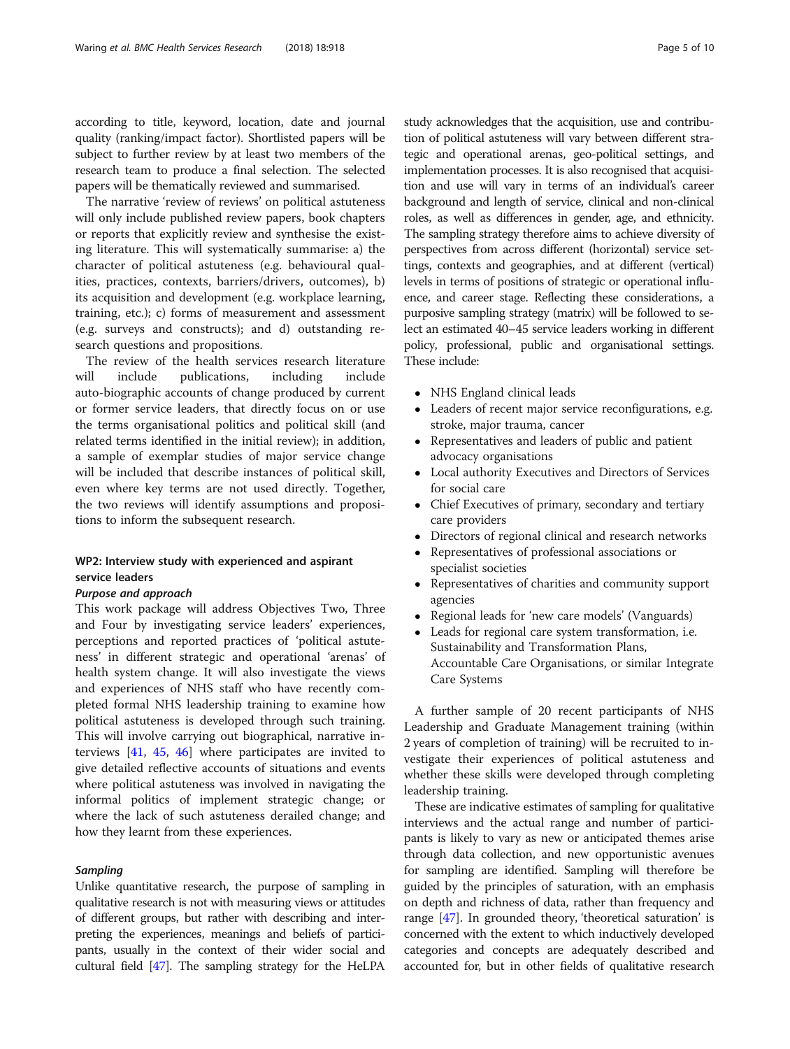according to title, keyword, location, date and journal quality (ranking/impact factor). Shortlisted papers will be subject to further review by at least two members of the research team to produce a final selection. The selected papers will be thematically reviewed and summarised.

The narrative 'review of reviews' on political astuteness will only include published review papers, book chapters or reports that explicitly review and synthesise the existing literature. This will systematically summarise: a) the character of political astuteness (e.g. behavioural qualities, practices, contexts, barriers/drivers, outcomes), b) its acquisition and development (e.g. workplace learning, training, etc.); c) forms of measurement and assessment (e.g. surveys and constructs); and d) outstanding research questions and propositions.

The review of the health services research literature will include publications, including include auto-biographic accounts of change produced by current or former service leaders, that directly focus on or use the terms organisational politics and political skill (and related terms identified in the initial review); in addition, a sample of exemplar studies of major service change will be included that describe instances of political skill, even where key terms are not used directly. Together, the two reviews will identify assumptions and propositions to inform the subsequent research.

### WP2: Interview study with experienced and aspirant service leaders

#### *Purpose and approach*

This work package will address Objectives Two, Three and Four by investigating service leaders' experiences, perceptions and reported practices of 'political astuteness' in different strategic and operational 'arenas' of health system change. It will also investigate the views and experiences of NHS staff who have recently completed formal NHS leadership training to examine how political astuteness is developed through such training. This will involve carrying out biographical, narrative interviews [41, 45, 46] where participants are invited to give detailed reflective accounts of situations and events where political astuteness was involved in navigating the informal politics of implement strategic change; or where the lack of such astuteness derailed change; and how they learnt from these experiences.

#### *Sampling*

Unlike quantitative research, the purpose of sampling in qualitative research is not with measuring views or attitudes of different groups, but rather with describing and interpreting the experiences, meanings and beliefs of participants, usually in the context of their wider social and cultural field [47]. The sampling strategy for the HeLPA study acknowledges that the acquisition, use and contribution of political astuteness will vary between different strategic and operational arenas, geo-political settings, and implementation processes. It is also recognised that acquisition and use will vary in terms of an individual's career background and length of service, clinical and non-clinical roles, as well as differences in gender, age, and ethnicity. The sampling strategy therefore aims to achieve diversity of perspectives from across different (horizontal) service settings, contexts and geographies, and at different (vertical) levels in terms of positions of strategic or operational influence, and career stage. Reflecting these considerations, a purposive sampling strategy (matrix) will be followed to select an estimated 40–45 service leaders working in different policy, professional, public and organisational settings. These include:

- NHS England clinical leads
- Leaders of recent major service reconfigurations, e.g. stroke, major trauma, cancer
- Representatives and leaders of public and patient advocacy organisations
- Local authority Executives and Directors of Services for social care
- Chief Executives of primary, secondary and tertiary care providers
- Directors of regional clinical and research networks
- Representatives of professional associations or specialist societies
- Representatives of charities and community support agencies
- Regional leads for 'new care models' (Vanguards)
- Leads for regional care system transformation, i.e. Sustainability and Transformation Plans, Accountable Care Organisations, or similar Integrate Care Systems

A further sample of 20 recent participants of NHS Leadership and Graduate Management training (within 2 years of completion of training) will be recruited to investigate their experiences of political astuteness and whether these skills were developed through completing leadership training.

These are indicative estimates of sampling for qualitative interviews and the actual range and number of participants is likely to vary as new or anticipated themes arise through data collection, and new opportunistic avenues for sampling are identified. Sampling will therefore be guided by the principles of saturation, with an emphasis on depth and richness of data, rather than frequency and range [47]. In grounded theory, 'theoretical saturation' is concerned with the extent to which inductively developed categories and concepts are adequately described and accounted for, but in other fields of qualitative research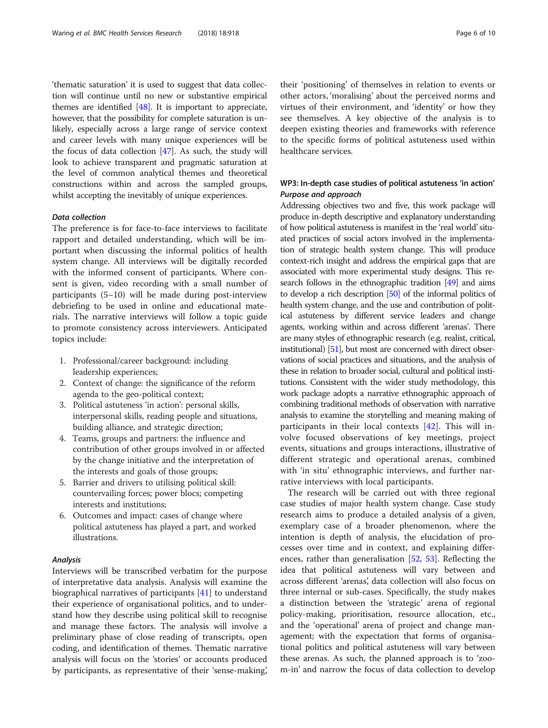'thematic saturation' it is used to suggest that data collection will continue until no new or substantive empirical themes are identified [48]. It is important to appreciate, however, that the possibility for complete saturation is unlikely, especially across a large range of service context and career levels with many unique experiences will be the focus of data collection [47]. As such, the study will look to achieve transparent and pragmatic saturation at the level of common analytical themes and theoretical constructions within and across the sampled groups, whilst accepting the inevitably of unique experiences.

#### *Data collection*

The preference is for face-to-face interviews to facilitate rapport and detailed understanding, which will be important when discussing the informal politics of health system change. All interviews will be digitally recorded with the informed consent of participants. Where consent is given, video recording with a small number of participants (5–10) will be made during post-interview debriefing to be used in online and educational materials. The narrative interviews will follow a topic guide to promote consistency across interviewers. Anticipated topics include:

1. Professional/career background: including leadership experiences;
2. Context of change: the significance of the reform agenda to the geo-political context;
3. Political astuteness 'in action': personal skills, interpersonal skills, reading people and situations, building alliance, and strategic direction;
4. Teams, groups and partners: the influence and contribution of other groups involved in or affected by the change initiative and the interpretation of the interests and goals of those groups;
5. Barrier and drivers to utilising political skill: countervailing forces; power blocs; competing interests and institutions;
6. Outcomes and impact: cases of change where political astuteness has played a part, and worked illustrations.

#### *Analysis*

Interviews will be transcribed verbatim for the purpose of interpretative data analysis. Analysis will examine the biographical narratives of participants [41] to understand their experience of organisational politics, and to understand how they describe using political skill to recognise and manage these factors. The analysis will involve a preliminary phase of close reading of transcripts, open coding, and identification of themes. Thematic narrative analysis will focus on the 'stories' or accounts produced by participants, as representative of their 'sense-making', their 'positioning' of themselves in relation to events or other actors, 'moralising' about the perceived norms and virtues of their environment, and 'identity' or how they see themselves. A key objective of the analysis is to deepen existing theories and frameworks with reference to the specific forms of political astuteness used within healthcare services.

### WP3: In-depth case studies of political astuteness 'in action'

#### *Purpose and approach*

Addressing objectives two and five, this work package will produce in-depth descriptive and explanatory understanding of how political astuteness is manifest in the 'real world' situated practices of social actors involved in the implementation of strategic health system change. This will produce context-rich insight and address the empirical gaps that are associated with more experimental study designs. This research follows in the ethnographic tradition [49] and aims to develop a rich description [50] of the informal politics of health system change, and the use and contribution of political astuteness by different service leaders and change agents, working within and across different 'arenas'. There are many styles of ethnographic research (e.g. realist, critical, institutional) [51], but most are concerned with direct observations of social practices and situations, and the analysis of these in relation to broader social, cultural and political institutions. Consistent with the wider study methodology, this work package adopts a narrative ethnographic approach of combining traditional methods of observation with narrative analysis to examine the storytelling and meaning making of participants in their local contexts [42]. This will involve focused observations of key meetings, project events, situations and groups interactions, illustrative of different strategic and operational arenas, combined with 'in situ' ethnographic interviews, and further narrative interviews with local participants.

The research will be carried out with three regional case studies of major health system change. Case study research aims to produce a detailed analysis of a given, exemplary case of a broader phenomenon, where the intention is depth of analysis, the elucidation of processes over time and in context, and explaining differences, rather than generalisation [52, 53]. Reflecting the idea that political astuteness will vary between and across different 'arenas', data collection will also focus on three internal or sub-cases. Specifically, the study makes a distinction between the 'strategic' arena of regional policy-making, prioritisation, resource allocation, etc., and the 'operational' arena of project and change management; with the expectation that forms of organisational politics and political astuteness will vary between these arenas. As such, the planned approach is to 'zoom-in' and narrow the focus of data collection to develop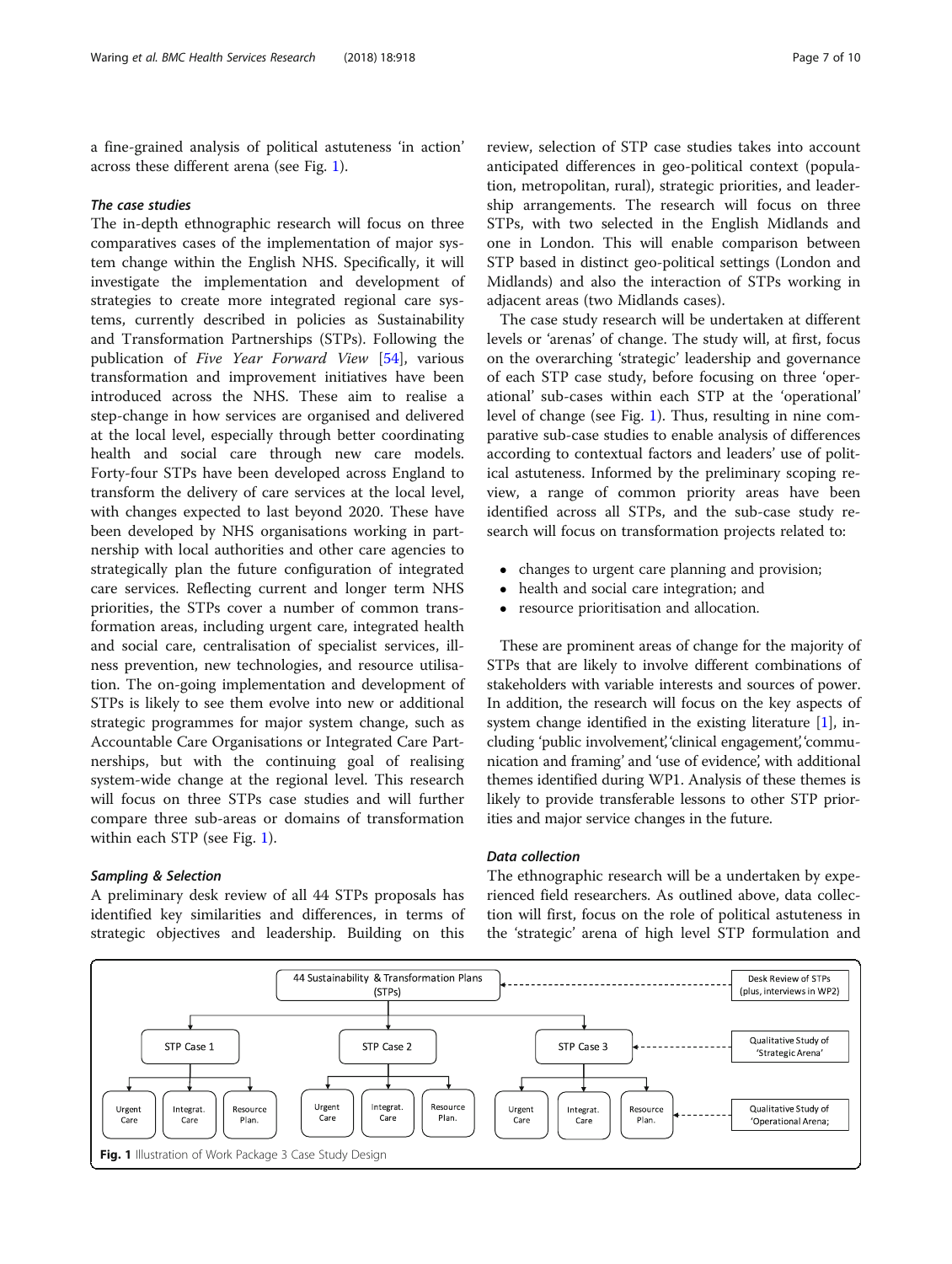a fine-grained analysis of political astuteness 'in action' across these different arena (see Fig. 1).

### The case studies

The in-depth ethnographic research will focus on three comparatives cases of the implementation of major system change within the English NHS. Specifically, it will investigate the implementation and development of strategies to create more integrated regional care systems, currently described in policies as Sustainability and Transformation Partnerships (STPs). Following the publication of *Five Year Forward View* [54], various transformation and improvement initiatives have been introduced across the NHS. These aim to realise a step-change in how services are organised and delivered at the local level, especially through better coordinating health and social care through new care models. Forty-four STPs have been developed across England to transform the delivery of care services at the local level, with changes expected to last beyond 2020. These have been developed by NHS organisations working in partnership with local authorities and other care agencies to strategically plan the future configuration of integrated care services. Reflecting current and longer term NHS priorities, the STPs cover a number of common transformation areas, including urgent care, integrated health and social care, centralisation of specialist services, illness prevention, new technologies, and resource utilisation. The on-going implementation and development of STPs is likely to see them evolve into new or additional strategic programmes for major system change, such as Accountable Care Organisations or Integrated Care Partnerships, but with the continuing goal of realising system-wide change at the regional level. This research will focus on three STPs case studies and will further compare three sub-areas or domains of transformation within each STP (see Fig. 1).

### Sampling & Selection

A preliminary desk review of all 44 STPs proposals has identified key similarities and differences, in terms of strategic objectives and leadership. Building on this review, selection of STP case studies takes into account anticipated differences in geo-political context (population, metropolitan, rural), strategic priorities, and leadership arrangements. The research will focus on three STPs, with two selected in the English Midlands and one in London. This will enable comparison between STP based in distinct geo-political settings (London and Midlands) and also the interaction of STPs working in adjacent areas (two Midlands cases).

The case study research will be undertaken at different levels or 'arenas' of change. The study will, at first, focus on the overarching 'strategic' leadership and governance of each STP case study, before focusing on three 'operational' sub-cases within each STP at the 'operational' level of change (see Fig. 1). Thus, resulting in nine comparative sub-case studies to enable analysis of differences according to contextual factors and leaders' use of political astuteness. Informed by the preliminary scoping review, a range of common priority areas have been identified across all STPs, and the sub-case study research will focus on transformation projects related to:

- changes to urgent care planning and provision;
- health and social care integration; and
- resource prioritisation and allocation.

These are prominent areas of change for the majority of STPs that are likely to involve different combinations of stakeholders with variable interests and sources of power. In addition, the research will focus on the key aspects of system change identified in the existing literature [1], including 'public involvement', 'clinical engagement', 'communication and framing' and 'use of evidence', with additional themes identified during WP1. Analysis of these themes is likely to provide transferable lessons to other STP priorities and major service changes in the future.

### Data collection

The ethnographic research will be a undertaken by experienced field researchers. As outlined above, data collection will first, focus on the role of political astuteness in the 'strategic' arena of high level STP formulation and

Fig. 1 Illustration of Work Package 3 Case Study Design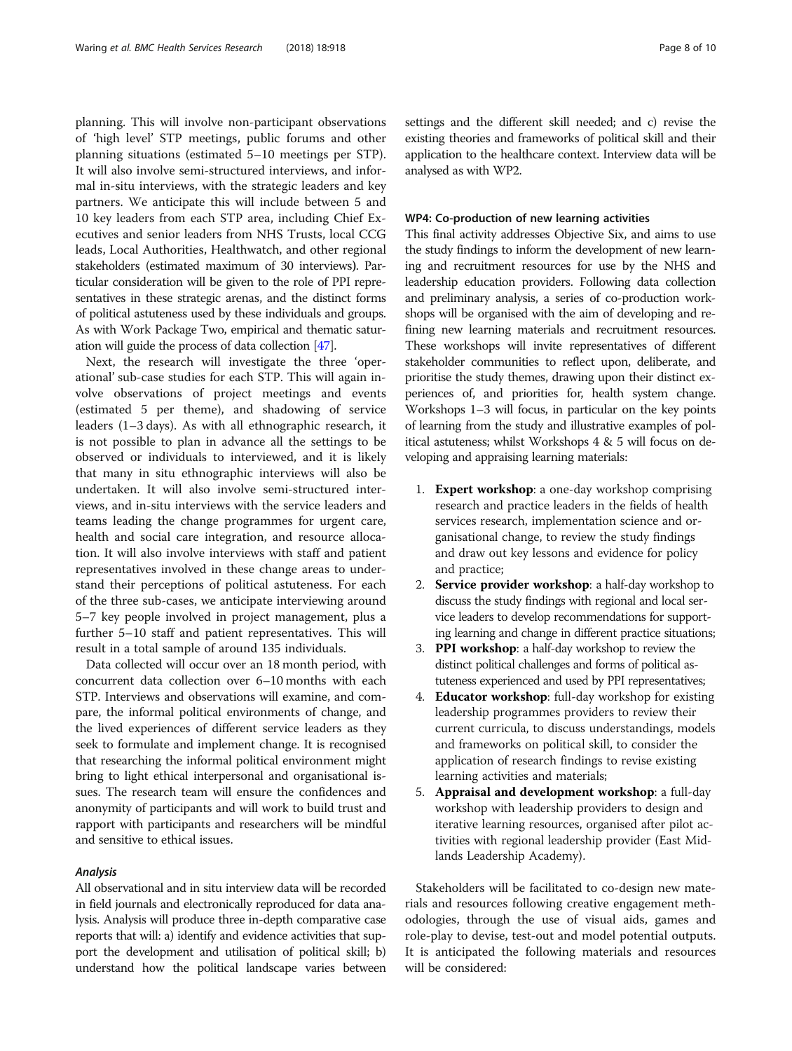planning. This will involve non-participant observations of 'high level' STP meetings, public forums and other planning situations (estimated 5–10 meetings per STP). It will also involve semi-structured interviews, and informal in-situ interviews, with the strategic leaders and key partners. We anticipate this will include between 5 and 10 key leaders from each STP area, including Chief Executives and senior leaders from NHS Trusts, local CCG leads, Local Authorities, Healthwatch, and other regional stakeholders (estimated maximum of 30 interviews). Particular consideration will be given to the role of PPI representatives in these strategic arenas, and the distinct forms of political astuteness used by these individuals and groups. As with Work Package Two, empirical and thematic saturation will guide the process of data collection [47].

Next, the research will investigate the three 'operational' sub-case studies for each STP. This will again involve observations of project meetings and events (estimated 5 per theme), and shadowing of service leaders (1–3 days). As with all ethnographic research, it is not possible to plan in advance all the settings to be observed or individuals to interviewed, and it is likely that many in situ ethnographic interviews will also be undertaken. It will also involve semi-structured interviews, and in-situ interviews with the service leaders and teams leading the change programmes for urgent care, health and social care integration, and resource allocation. It will also involve interviews with staff and patient representatives involved in these change areas to understand their perceptions of political astuteness. For each of the three sub-cases, we anticipate interviewing around 5–7 key people involved in project management, plus a further 5–10 staff and patient representatives. This will result in a total sample of around 135 individuals.

Data collected will occur over an 18 month period, with concurrent data collection over 6–10 months with each STP. Interviews and observations will examine, and compare, the informal political environments of change, and the lived experiences of different service leaders as they seek to formulate and implement change. It is recognised that researching the informal political environment might bring to light ethical interpersonal and organisational issues. The research team will ensure the confidences and anonymity of participants and will work to build trust and rapport with participants and researchers will be mindful and sensitive to ethical issues.

### *Analysis*

All observational and in situ interview data will be recorded in field journals and electronically reproduced for data analysis. Analysis will produce three in-depth comparative case reports that will: a) identify and evidence activities that support the development and utilisation of political skill; b) understand how the political landscape varies between settings and the different skill needed; and c) revise the existing theories and frameworks of political skill and their application to the healthcare context. Interview data will be analysed as with WP2.

### WP4: Co-production of new learning activities

This final activity addresses Objective Six, and aims to use the study findings to inform the development of new learning and recruitment resources for use by the NHS and leadership education providers. Following data collection and preliminary analysis, a series of co-production workshops will be organised with the aim of developing and refining new learning materials and recruitment resources. These workshops will invite representatives of different stakeholder communities to reflect upon, deliberate, and prioritise the study themes, drawing upon their distinct experiences of, and priorities for, health system change. Workshops 1–3 will focus, in particular on the key points of learning from the study and illustrative examples of political astuteness; whilst Workshops 4 & 5 will focus on developing and appraising learning materials:

1. **Expert workshop**: a one-day workshop comprising research and practice leaders in the fields of health services research, implementation science and organisational change, to review the study findings and draw out key lessons and evidence for policy and practice;
2. **Service provider workshop**: a half-day workshop to discuss the study findings with regional and local service leaders to develop recommendations for supporting learning and change in different practice situations;
3. **PPI workshop**: a half-day workshop to review the distinct political challenges and forms of political astuteness experienced and used by PPI representatives;
4. **Educator workshop**: full-day workshop for existing leadership programmes providers to review their current curricula, to discuss understandings, models and frameworks on political skill, to consider the application of research findings to revise existing learning activities and materials;
5. **Appraisal and development workshop**: a full-day workshop with leadership providers to design and iterative learning resources, organised after pilot activities with regional leadership provider (East Midlands Leadership Academy).

Stakeholders will be facilitated to co-design new materials and resources following creative engagement methodologies, through the use of visual aids, games and role-play to devise, test-out and model potential outputs. It is anticipated the following materials and resources will be considered: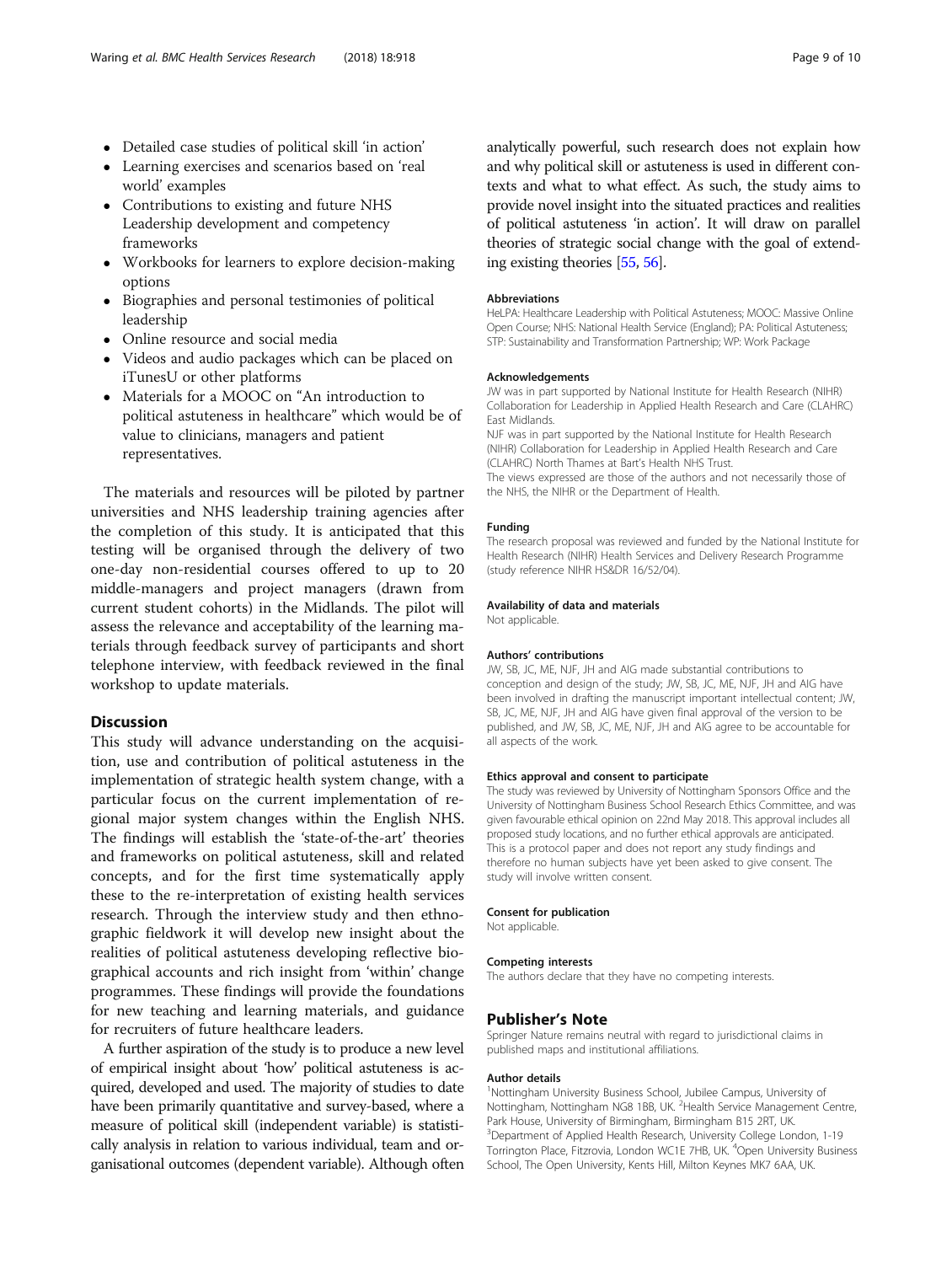- Detailed case studies of political skill 'in action'
- Learning exercises and scenarios based on 'real world' examples
- Contributions to existing and future NHS Leadership development and competency frameworks
- Workbooks for learners to explore decision-making options
- Biographies and personal testimonies of political leadership
- Online resource and social media
- Videos and audio packages which can be placed on iTunesU or other platforms
- Materials for a MOOC on "An introduction to political astuteness in healthcare" which would be of value to clinicians, managers and patient representatives.

The materials and resources will be piloted by partner universities and NHS leadership training agencies after the completion of this study. It is anticipated that this testing will be organised through the delivery of two one-day non-residential courses offered to up to 20 middle-managers and project managers (drawn from current student cohorts) in the Midlands. The pilot will assess the relevance and acceptability of the learning materials through feedback survey of participants and short telephone interview, with feedback reviewed in the final workshop to update materials.

## Discussion

This study will advance understanding on the acquisition, use and contribution of political astuteness in the implementation of strategic health system change, with a particular focus on the current implementation of regional major system changes within the English NHS. The findings will establish the 'state-of-the-art' theories and frameworks on political astuteness, skill and related concepts, and for the first time systematically apply these to the re-interpretation of existing health services research. Through the interview study and then ethnographic fieldwork it will develop new insight about the realities of political astuteness developing reflective biographical accounts and rich insight from 'within' change programmes. These findings will provide the foundations for new teaching and learning materials, and guidance for recruiters of future healthcare leaders.

A further aspiration of the study is to produce a new level of empirical insight about 'how' political astuteness is acquired, developed and used. The majority of studies to date have been primarily quantitative and survey-based, where a measure of political skill (independent variable) is statistically analysis in relation to various individual, team and organisational outcomes (dependent variable). Although often analytically powerful, such research does not explain how and why political skill or astuteness is used in different contexts and what to what effect. As such, the study aims to provide novel insight into the situated practices and realities of political astuteness 'in action'. It will draw on parallel theories of strategic social change with the goal of extending existing theories [55, 56].

### Abbreviations

HeLPA: Healthcare Leadership with Political Astuteness; MOOC: Massive Online Open Course; NHS: National Health Service (England); PA: Political Astuteness; STP: Sustainability and Transformation Partnership; WP: Work Package

### Acknowledgements

JW was in part supported by National Institute for Health Research (NIHR) Collaboration for Leadership in Applied Health Research and Care (CLAHRC) East Midlands.

NJF was in part supported by the National Institute for Health Research (NIHR) Collaboration for Leadership in Applied Health Research and Care (CLAHRC) North Thames at Bart's Health NHS Trust.

The views expressed are those of the authors and not necessarily those of the NHS, the NIHR or the Department of Health.

### Funding

The research proposal was reviewed and funded by the National Institute for Health Research (NIHR) Health Services and Delivery Research Programme (study reference NIHR HS&DR 16/52/04).

### Availability of data and materials

Not applicable.

### Authors' contributions

JW, SB, JC, ME, NJF, JH and AIG made substantial contributions to conception and design of the study; JW, SB, JC, ME, NJF, JH and AIG have been involved in drafting the manuscript important intellectual content; JW, SB, JC, ME, NJF, JH and AIG have given final approval of the version to be published, and JW, SB, JC, ME, NJF, JH and AIG agree to be accountable for all aspects of the work.

### Ethics approval and consent to participate

The study was reviewed by University of Nottingham Sponsors Office and the University of Nottingham Business School Research Ethics Committee, and was given favourable ethical opinion on 22nd May 2018. This approval includes all proposed study locations, and no further ethical approvals are anticipated. This is a protocol paper and does not report any study findings and therefore no human subjects have yet been asked to give consent. The study will involve written consent.

### Consent for publication

Not applicable.

### Competing interests

The authors declare that they have no competing interests.

## Publisher's Note

Springer Nature remains neutral with regard to jurisdictional claims in published maps and institutional affiliations.

### Author details

[1]Nottingham University Business School, Jubilee Campus, University of Nottingham, Nottingham NG8 1BB, UK. [2]Health Service Management Centre, Park House, University of Birmingham, Birmingham B15 2RT, UK. [3]Department of Applied Health Research, University College London, 1-19 Torrington Place, Fitzrovia, London WC1E 7HB, UK. [4]Open University Business School, The Open University, Kents Hill, Milton Keynes MK7 6AA, UK.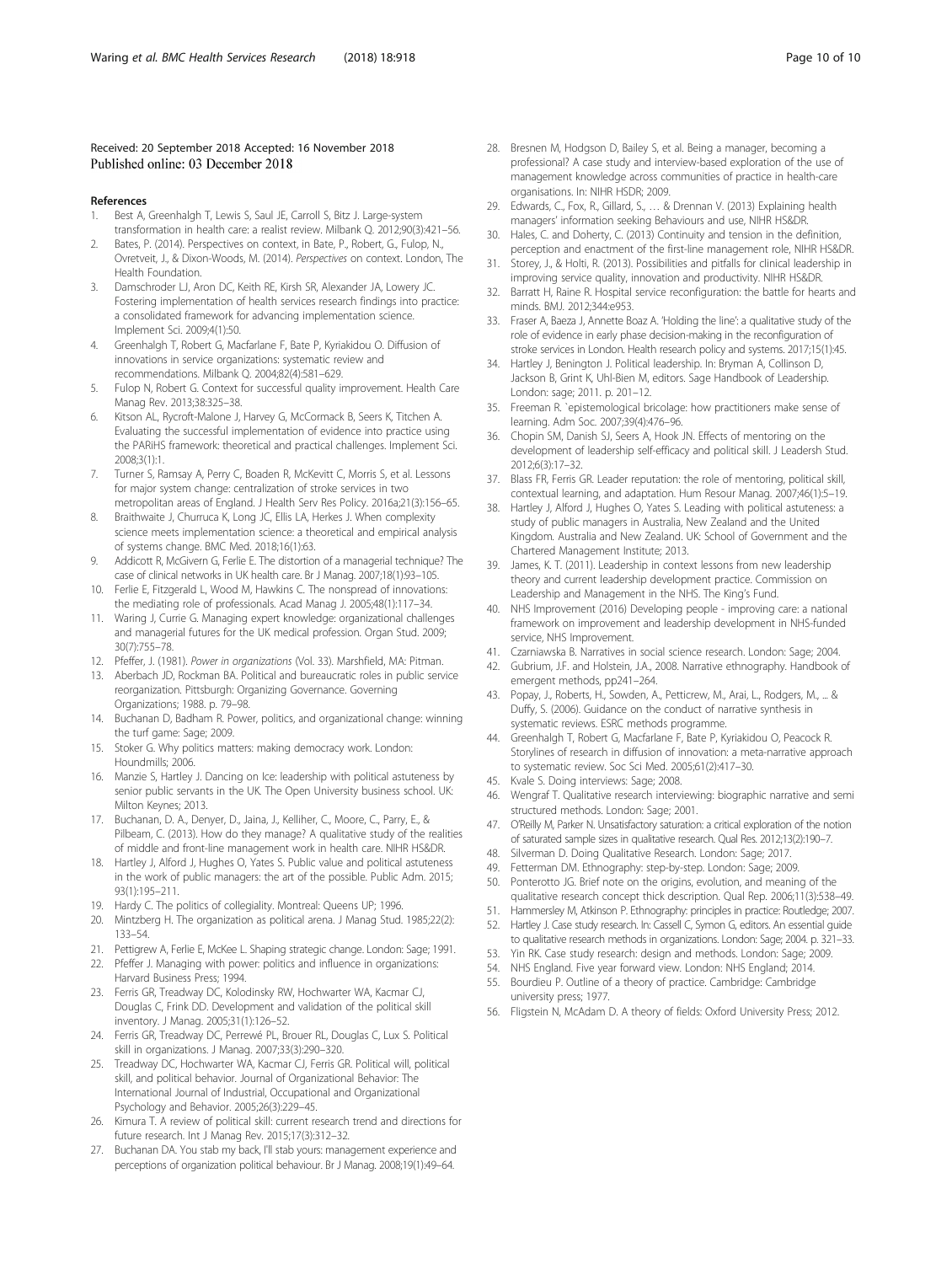Received: 20 September 2018 Accepted: 16 November 2018
Published online: 03 December 2018

## References

1. Best A, Greenhalgh T, Lewis S, Saul JE, Carroll S, Bitz J. Large-system transformation in health care: a realist review. Milbank Q. 2012;90(3):421–56.
2. Bates, P. (2014). Perspectives on context, in Bate, P., Robert, G., Fulop, N., Ovretveit, J., & Dixon-Woods, M. (2014). *Perspectives* on context. London, The Health Foundation.
3. Damschroder LJ, Aron DC, Keith RE, Kirsh SR, Alexander JA, Lowery JC. Fostering implementation of health services research findings into practice: a consolidated framework for advancing implementation science. Implement Sci. 2009;4(1):50.
4. Greenhalgh T, Robert G, Macfarlane F, Bate P, Kyriakidou O. Diffusion of innovations in service organizations: systematic review and recommendations. Milbank Q. 2004;82(4):581–629.
5. Fulop N, Robert G. Context for successful quality improvement. Health Care Manag Rev. 2013;38:325–38.
6. Kitson AL, Rycroft-Malone J, Harvey G, McCormack B, Seers K, Titchen A. Evaluating the successful implementation of evidence into practice using the PARiHS framework: theoretical and practical challenges. Implement Sci. 2008;3(1):1.
7. Turner S, Ramsay A, Perry C, Boaden R, McKevitt C, Morris S, et al. Lessons for major system change: centralization of stroke services in two metropolitan areas of England. J Health Serv Res Policy. 2016a;21(3):156–65.
8. Braithwaite J, Churruca K, Long JC, Ellis LA, Herkes J. When complexity science meets implementation science: a theoretical and empirical analysis of systems change. BMC Med. 2018;16(1):63.
9. Addicott R, McGivern G, Ferlie E. The distortion of a managerial technique? The case of clinical networks in UK health care. Br J Manag. 2007;18(1):93–105.
10. Ferlie E, Fitzgerald L, Wood M, Hawkins C. The nonspread of innovations: the mediating role of professionals. Acad Manag J. 2005;48(1):117–34.
11. Waring J, Currie G. Managing expert knowledge: organizational challenges and managerial futures for the UK medical profession. Organ Stud. 2009; 30(7):755–78.
12. Pfeffer, J. (1981). *Power in organizations* (Vol. 33). Marshfield, MA: Pitman.
13. Aberbach JD, Rockman BA. Political and bureaucratic roles in public service reorganization. Pittsburgh: Organizing Governance. Governing Organizations; 1988. p. 79–98.
14. Buchanan D, Badham R. Power, politics, and organizational change: winning the turf game: Sage; 2009.
15. Stoker G. Why politics matters: making democracy work. London: Houndmills; 2006.
16. Manzie S, Hartley J. Dancing on Ice: leadership with political astuteness by senior public servants in the UK. The Open University business school. UK: Milton Keynes; 2013.
17. Buchanan, D. A., Denyer, D., Jaina, J., Kelliher, C., Moore, C., Parry, E., & Pilbeam, C. (2013). How do they manage? A qualitative study of the realities of middle and front-line management work in health care. NIHR HS&DR.
18. Hartley J, Alford J, Hughes O, Yates S. Public value and political astuteness in the work of public managers: the art of the possible. Public Adm. 2015; 93(1):195–211.
19. Hardy C. The politics of collegiality. Montreal: Queens UP; 1996.
20. Mintzberg H. The organization as political arena. J Manag Stud. 1985;22(2): 133–54.
21. Pettigrew A, Ferlie E, McKee L. Shaping strategic change. London: Sage; 1991.
22. Pfeffer J. Managing with power: politics and influence in organizations: Harvard Business Press; 1994.
23. Ferris GR, Treadway DC, Kolodinsky RW, Hochwarter WA, Kacmar CJ, Douglas C, Frink DD. Development and validation of the political skill inventory. J Manag. 2005;31(1):126–52.
24. Ferris GR, Treadway DC, Perrewé PL, Brouer RL, Douglas C, Lux S. Political skill in organizations. J Manag. 2007;33(3):290–320.
25. Treadway DC, Hochwarter WA, Kacmar CJ, Ferris GR. Political will, political skill, and political behavior. Journal of Organizational Behavior: The International Journal of Industrial, Occupational and Organizational Psychology and Behavior. 2005;26(3):229–45.
26. Kimura T. A review of political skill: current research trend and directions for future research. Int J Manag Rev. 2015;17(3):312–32.
27. Buchanan DA. You stab my back, I'll stab yours: management experience and perceptions of organization political behaviour. Br J Manag. 2008;19(1):49–64.
28. Bresnen M, Hodgson D, Bailey S, et al. Being a manager, becoming a professional? A case study and interview-based exploration of the use of management knowledge across communities of practice in health-care organisations. In: NIHR HSDR; 2009.
29. Edwards, C., Fox, R., Gillard, S., … & Drennan V. (2013) Explaining health managers' information seeking Behaviours and use, NIHR HS&DR.
30. Hales, C. and Doherty, C. (2013) Continuity and tension in the definition, perception and enactment of the first-line management role, NIHR HS&DR.
31. Storey, J., & Holti, R. (2013). Possibilities and pitfalls for clinical leadership in improving service quality, innovation and productivity. NIHR HS&DR.
32. Barratt H, Raine R. Hospital service reconfiguration: the battle for hearts and minds. BMJ. 2012;344:e953.
33. Fraser A, Baeza J, Annette Boaz A. 'Holding the line': a qualitative study of the role of evidence in early phase decision-making in the reconfiguration of stroke services in London. Health research policy and systems. 2017;15(1):45.
34. Hartley J, Benington J. Political leadership. In: Bryman A, Collinson D, Jackson B, Grint K, Uhl-Bien M, editors. Sage Handbook of Leadership. London: sage; 2011. p. 201–12.
35. Freeman R. `epistemological bricolage: how practitioners make sense of learning. Adm Soc. 2007;39(4):476–96.
36. Chopin SM, Danish SJ, Seers A, Hook JN. Effects of mentoring on the development of leadership self-efficacy and political skill. J Leadersh Stud. 2012;6(3):17–32.
37. Blass FR, Ferris GR. Leader reputation: the role of mentoring, political skill, contextual learning, and adaptation. Hum Resour Manag. 2007;46(1):5–19.
38. Hartley J, Alford J, Hughes O, Yates S. Leading with political astuteness: a study of public managers in Australia, New Zealand and the United Kingdom. Australia and New Zealand. UK: School of Government and the Chartered Management Institute; 2013.
39. James, K. T. (2011). Leadership in context lessons from new leadership theory and current leadership development practice. Commission on Leadership and Management in the NHS. The King's Fund.
40. NHS Improvement (2016) Developing people - improving care: a national framework on improvement and leadership development in NHS-funded service, NHS Improvement.
41. Czarniawska B. Narratives in social science research. London: Sage; 2004.
42. Gubrium, J.F. and Holstein, J.A., 2008. Narrative ethnography. Handbook of emergent methods, pp241–264.
43. Popay, J., Roberts, H., Sowden, A., Petticrew, M., Arai, L., Rodgers, M., ... & Duffy, S. (2006). Guidance on the conduct of narrative synthesis in systematic reviews. ESRC methods programme.
44. Greenhalgh T, Robert G, Macfarlane F, Bate P, Kyriakidou O, Peacock R. Storylines of research in diffusion of innovation: a meta-narrative approach to systematic review. Soc Sci Med. 2005;61(2):417–30.
45. Kvale S. Doing interviews: Sage; 2008.
46. Wengraf T. Qualitative research interviewing: biographic narrative and semi structured methods. London: Sage; 2001.
47. O'Reilly M, Parker N. Unsatisfactory saturation: a critical exploration of the notion of saturated sample sizes in qualitative research. Qual Res. 2012;13(2):190–7.
48. Silverman D. Doing Qualitative Research. London: Sage; 2017.
49. Fetterman DM. Ethnography: step-by-step. London: Sage; 2009.
50. Ponterotto JG. Brief note on the origins, evolution, and meaning of the qualitative research concept thick description. Qual Rep. 2006;11(3):538–49.
51. Hammersley M, Atkinson P. Ethnography: principles in practice: Routledge; 2007.
52. Hartley J. Case study research. In: Cassell C, Symon G, editors. An essential guide to qualitative research methods in organizations. London: Sage; 2004. p. 321–33.
53. Yin RK. Case study research: design and methods. London: Sage; 2009.
54. NHS England. Five year forward view. London: NHS England; 2014.
55. Bourdieu P. Outline of a theory of practice. Cambridge: Cambridge university press; 1977.
56. Fligstein N, McAdam D. A theory of fields: Oxford University Press; 2012.